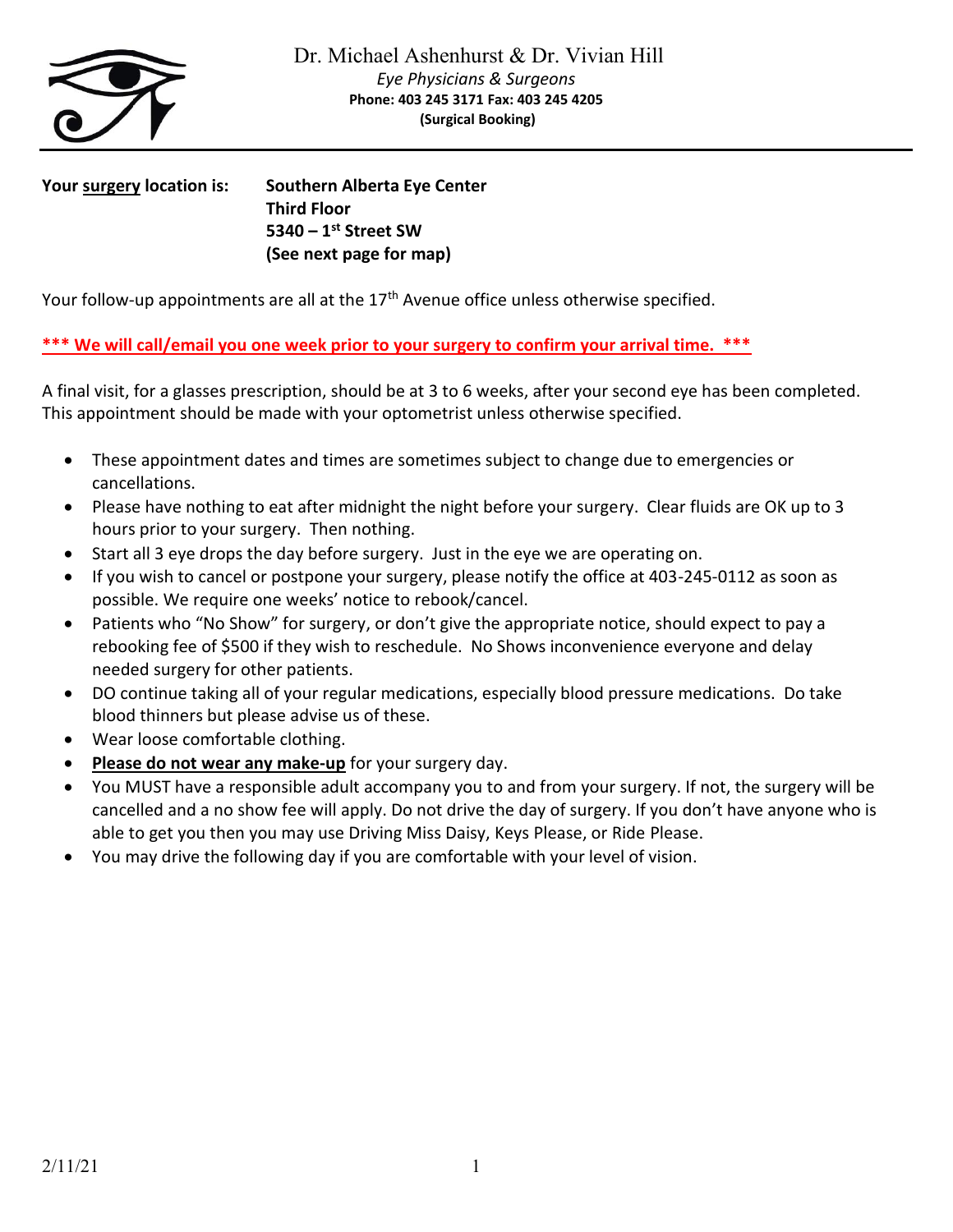Dr. Michael Ashenhurst & Dr. Vivian Hill

*Eye Physicians & Surgeons*

**Phone: 403 245 3171 Fax: 403 245 4205**

**(Surgical Booking)**

---

**Your surgery location is:** **Southern Alberta Eye Center**
**Third Floor**
**5340 – 1st Street SW**
**(See next page for map)**

Your follow-up appointments are all at the 17th Avenue office unless otherwise specified.

**\*\*\* We will call/email you one week prior to your surgery to confirm your arrival time. \*\*\***

A final visit, for a glasses prescription, should be at 3 to 6 weeks, after your second eye has been completed. This appointment should be made with your optometrist unless otherwise specified.

- These appointment dates and times are sometimes subject to change due to emergencies or cancellations.
- Please have nothing to eat after midnight the night before your surgery. Clear fluids are OK up to 3 hours prior to your surgery. Then nothing.
- Start all 3 eye drops the day before surgery. Just in the eye we are operating on.
- If you wish to cancel or postpone your surgery, please notify the office at 403-245-0112 as soon as possible. We require one weeks' notice to rebook/cancel.
- Patients who "No Show" for surgery, or don't give the appropriate notice, should expect to pay a rebooking fee of $500 if they wish to reschedule. No Shows inconvenience everyone and delay needed surgery for other patients.
- DO continue taking all of your regular medications, especially blood pressure medications. Do take blood thinners but please advise us of these.
- Wear loose comfortable clothing.
- **Please do not wear any make-up** for your surgery day.
- You MUST have a responsible adult accompany you to and from your surgery. If not, the surgery will be cancelled and a no show fee will apply. Do not drive the day of surgery. If you don't have anyone who is able to get you then you may use Driving Miss Daisy, Keys Please, or Ride Please.
- You may drive the following day if you are comfortable with your level of vision.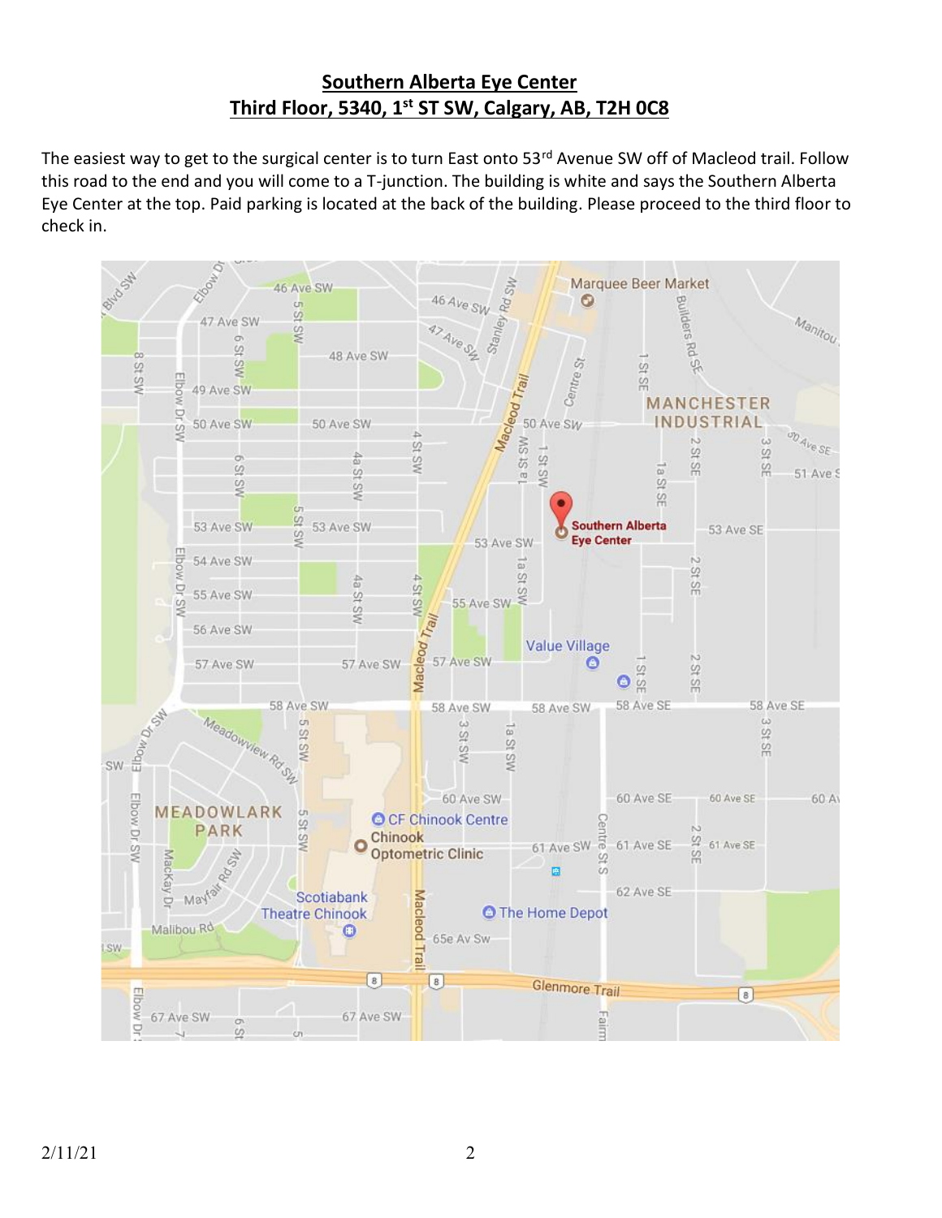# Southern Alberta Eye Center
## Third Floor, 5340, 1st ST SW, Calgary, AB, T2H 0C8

The easiest way to get to the surgical center is to turn East onto 53rd Avenue SW off of Macleod trail. Follow this road to the end and you will come to a T-junction. The building is white and says the Southern Alberta Eye Center at the top. Paid parking is located at the back of the building. Please proceed to the third floor to check in.

2/11/21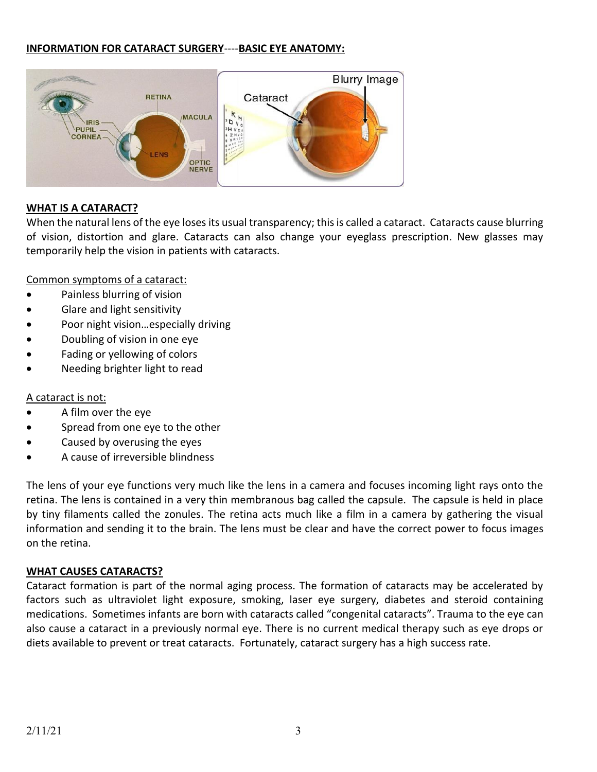**INFORMATION FOR CATARACT SURGERY**----**BASIC EYE ANATOMY:**

**WHAT IS A CATARACT?**

When the natural lens of the eye loses its usual transparency; this is called a cataract. Cataracts cause blurring of vision, distortion and glare. Cataracts can also change your eyeglass prescription. New glasses may temporarily help the vision in patients with cataracts.

Common symptoms of a cataract:

- Painless blurring of vision
- Glare and light sensitivity
- Poor night vision…especially driving
- Doubling of vision in one eye
- Fading or yellowing of colors
- Needing brighter light to read

A cataract is not:

- A film over the eye
- Spread from one eye to the other
- Caused by overusing the eyes
- A cause of irreversible blindness

The lens of your eye functions very much like the lens in a camera and focuses incoming light rays onto the retina. The lens is contained in a very thin membranous bag called the capsule. The capsule is held in place by tiny filaments called the zonules. The retina acts much like a film in a camera by gathering the visual information and sending it to the brain. The lens must be clear and have the correct power to focus images on the retina.

**WHAT CAUSES CATARACTS?**

Cataract formation is part of the normal aging process. The formation of cataracts may be accelerated by factors such as ultraviolet light exposure, smoking, laser eye surgery, diabetes and steroid containing medications. Sometimes infants are born with cataracts called "congenital cataracts". Trauma to the eye can also cause a cataract in a previously normal eye. There is no current medical therapy such as eye drops or diets available to prevent or treat cataracts. Fortunately, cataract surgery has a high success rate.

2/11/21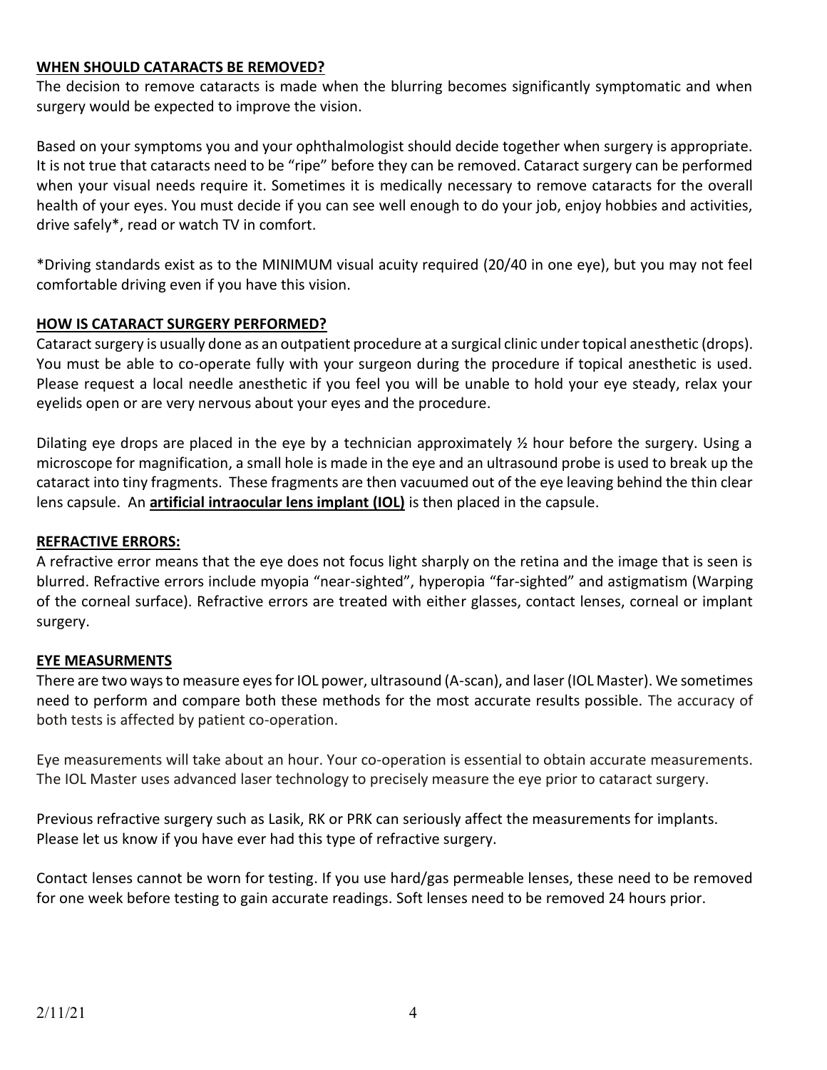## WHEN SHOULD CATARACTS BE REMOVED?

The decision to remove cataracts is made when the blurring becomes significantly symptomatic and when surgery would be expected to improve the vision.

Based on your symptoms you and your ophthalmologist should decide together when surgery is appropriate. It is not true that cataracts need to be "ripe" before they can be removed. Cataract surgery can be performed when your visual needs require it. Sometimes it is medically necessary to remove cataracts for the overall health of your eyes. You must decide if you can see well enough to do your job, enjoy hobbies and activities, drive safely*, read or watch TV in comfort.

*Driving standards exist as to the MINIMUM visual acuity required (20/40 in one eye), but you may not feel comfortable driving even if you have this vision.

## HOW IS CATARACT SURGERY PERFORMED?

Cataract surgery is usually done as an outpatient procedure at a surgical clinic under topical anesthetic (drops). You must be able to co-operate fully with your surgeon during the procedure if topical anesthetic is used. Please request a local needle anesthetic if you feel you will be unable to hold your eye steady, relax your eyelids open or are very nervous about your eyes and the procedure.

Dilating eye drops are placed in the eye by a technician approximately ½ hour before the surgery. Using a microscope for magnification, a small hole is made in the eye and an ultrasound probe is used to break up the cataract into tiny fragments. These fragments are then vacuumed out of the eye leaving behind the thin clear lens capsule. An **artificial intraocular lens implant (IOL)** is then placed in the capsule.

## REFRACTIVE ERRORS:

A refractive error means that the eye does not focus light sharply on the retina and the image that is seen is blurred. Refractive errors include myopia "near-sighted", hyperopia "far-sighted" and astigmatism (Warping of the corneal surface). Refractive errors are treated with either glasses, contact lenses, corneal or implant surgery.

## EYE MEASURMENTS

There are two ways to measure eyes for IOL power, ultrasound (A-scan), and laser (IOL Master). We sometimes need to perform and compare both these methods for the most accurate results possible. The accuracy of both tests is affected by patient co-operation.

Eye measurements will take about an hour. Your co-operation is essential to obtain accurate measurements. The IOL Master uses advanced laser technology to precisely measure the eye prior to cataract surgery.

Previous refractive surgery such as Lasik, RK or PRK can seriously affect the measurements for implants. Please let us know if you have ever had this type of refractive surgery.

Contact lenses cannot be worn for testing. If you use hard/gas permeable lenses, these need to be removed for one week before testing to gain accurate readings. Soft lenses need to be removed 24 hours prior.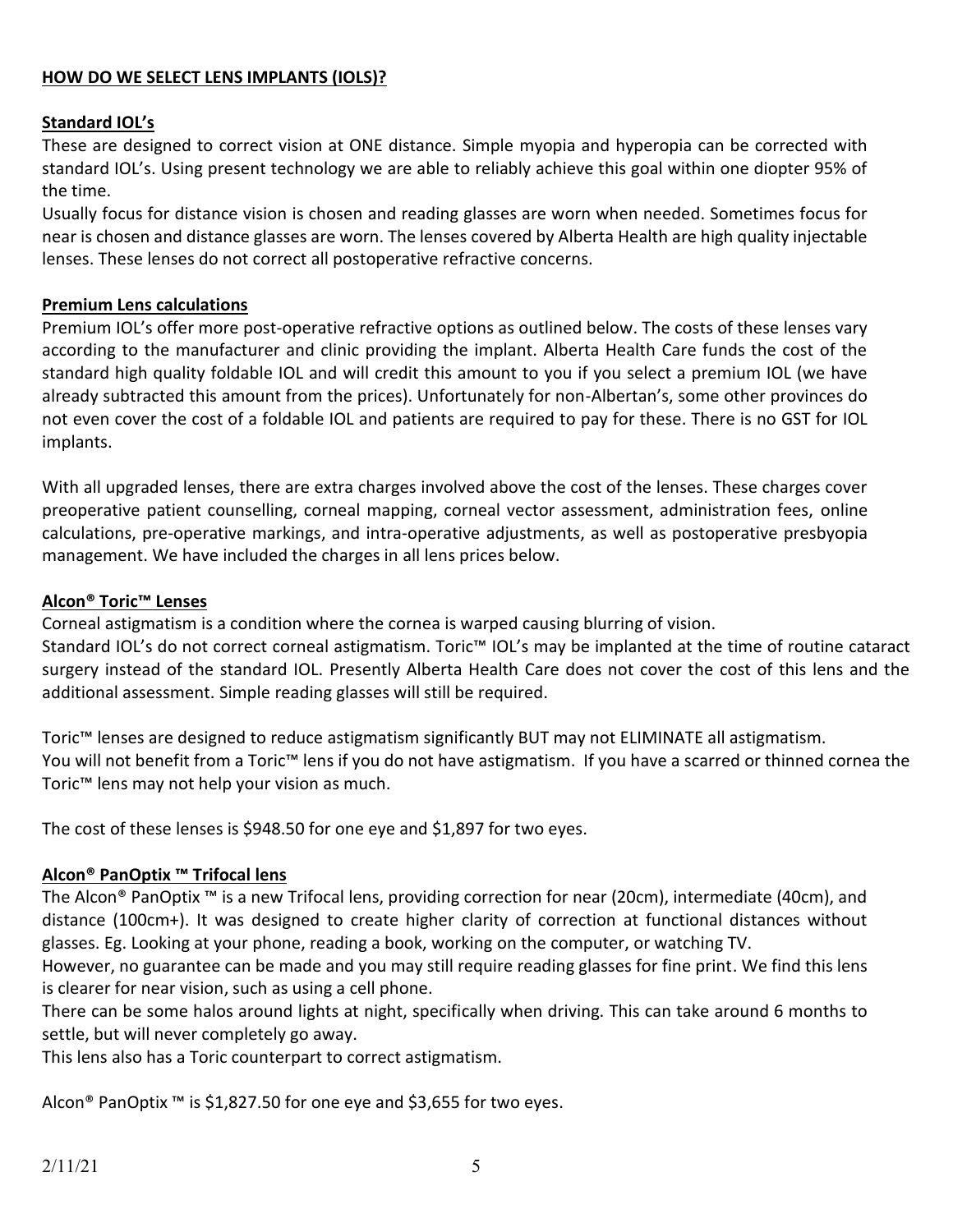## HOW DO WE SELECT LENS IMPLANTS (IOLS)?

### Standard IOL's

These are designed to correct vision at ONE distance. Simple myopia and hyperopia can be corrected with standard IOL's. Using present technology we are able to reliably achieve this goal within one diopter 95% of the time.

Usually focus for distance vision is chosen and reading glasses are worn when needed. Sometimes focus for near is chosen and distance glasses are worn. The lenses covered by Alberta Health are high quality injectable lenses. These lenses do not correct all postoperative refractive concerns.

### Premium Lens calculations

Premium IOL's offer more post-operative refractive options as outlined below. The costs of these lenses vary according to the manufacturer and clinic providing the implant. Alberta Health Care funds the cost of the standard high quality foldable IOL and will credit this amount to you if you select a premium IOL (we have already subtracted this amount from the prices). Unfortunately for non-Albertan's, some other provinces do not even cover the cost of a foldable IOL and patients are required to pay for these. There is no GST for IOL implants.

With all upgraded lenses, there are extra charges involved above the cost of the lenses. These charges cover preoperative patient counselling, corneal mapping, corneal vector assessment, administration fees, online calculations, pre-operative markings, and intra-operative adjustments, as well as postoperative presbyopia management. We have included the charges in all lens prices below.

### Alcon® Toric™ Lenses

Corneal astigmatism is a condition where the cornea is warped causing blurring of vision.
Standard IOL's do not correct corneal astigmatism. Toric™ IOL's may be implanted at the time of routine cataract surgery instead of the standard IOL. Presently Alberta Health Care does not cover the cost of this lens and the additional assessment. Simple reading glasses will still be required.

Toric™ lenses are designed to reduce astigmatism significantly BUT may not ELIMINATE all astigmatism.
You will not benefit from a Toric™ lens if you do not have astigmatism. If you have a scarred or thinned cornea the Toric™ lens may not help your vision as much.

The cost of these lenses is $948.50 for one eye and $1,897 for two eyes.

### Alcon® PanOptix ™ Trifocal lens

The Alcon® PanOptix ™ is a new Trifocal lens, providing correction for near (20cm), intermediate (40cm), and distance (100cm+). It was designed to create higher clarity of correction at functional distances without glasses. Eg. Looking at your phone, reading a book, working on the computer, or watching TV.
However, no guarantee can be made and you may still require reading glasses for fine print. We find this lens is clearer for near vision, such as using a cell phone.
There can be some halos around lights at night, specifically when driving. This can take around 6 months to settle, but will never completely go away.
This lens also has a Toric counterpart to correct astigmatism.

Alcon® PanOptix ™ is $1,827.50 for one eye and $3,655 for two eyes.

2/11/21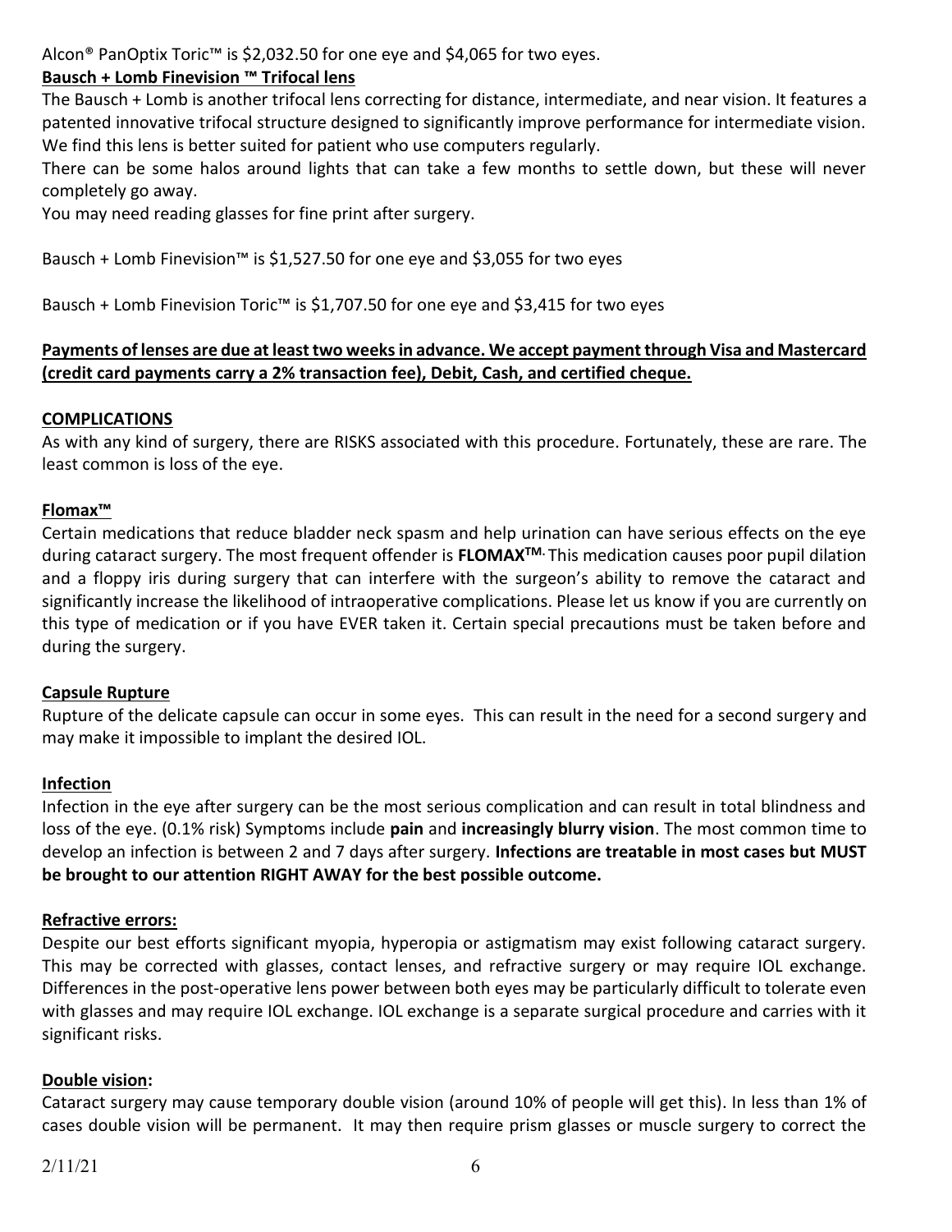Alcon® PanOptix Toric™ is $2,032.50 for one eye and $4,065 for two eyes.

**Bausch + Lomb Finevision ™ Trifocal lens**

The Bausch + Lomb is another trifocal lens correcting for distance, intermediate, and near vision. It features a patented innovative trifocal structure designed to significantly improve performance for intermediate vision. We find this lens is better suited for patient who use computers regularly.

There can be some halos around lights that can take a few months to settle down, but these will never completely go away.

You may need reading glasses for fine print after surgery.

Bausch + Lomb Finevision™ is $1,527.50 for one eye and $3,055 for two eyes

Bausch + Lomb Finevision Toric™ is $1,707.50 for one eye and $3,415 for two eyes

**Payments of lenses are due at least two weeks in advance. We accept payment through Visa and Mastercard (credit card payments carry a 2% transaction fee), Debit, Cash, and certified cheque.**

**COMPLICATIONS**

As with any kind of surgery, there are RISKS associated with this procedure. Fortunately, these are rare. The least common is loss of the eye.

**Flomax™**

Certain medications that reduce bladder neck spasm and help urination can have serious effects on the eye during cataract surgery. The most frequent offender is **FLOMAX™.** This medication causes poor pupil dilation and a floppy iris during surgery that can interfere with the surgeon's ability to remove the cataract and significantly increase the likelihood of intraoperative complications. Please let us know if you are currently on this type of medication or if you have EVER taken it. Certain special precautions must be taken before and during the surgery.

**Capsule Rupture**

Rupture of the delicate capsule can occur in some eyes. This can result in the need for a second surgery and may make it impossible to implant the desired IOL.

**Infection**

Infection in the eye after surgery can be the most serious complication and can result in total blindness and loss of the eye. (0.1% risk) Symptoms include **pain** and **increasingly blurry vision**. The most common time to develop an infection is between 2 and 7 days after surgery. **Infections are treatable in most cases but MUST be brought to our attention RIGHT AWAY for the best possible outcome.**

**Refractive errors:**

Despite our best efforts significant myopia, hyperopia or astigmatism may exist following cataract surgery. This may be corrected with glasses, contact lenses, and refractive surgery or may require IOL exchange. Differences in the post-operative lens power between both eyes may be particularly difficult to tolerate even with glasses and may require IOL exchange. IOL exchange is a separate surgical procedure and carries with it significant risks.

**Double vision:**

Cataract surgery may cause temporary double vision (around 10% of people will get this). In less than 1% of cases double vision will be permanent. It may then require prism glasses or muscle surgery to correct the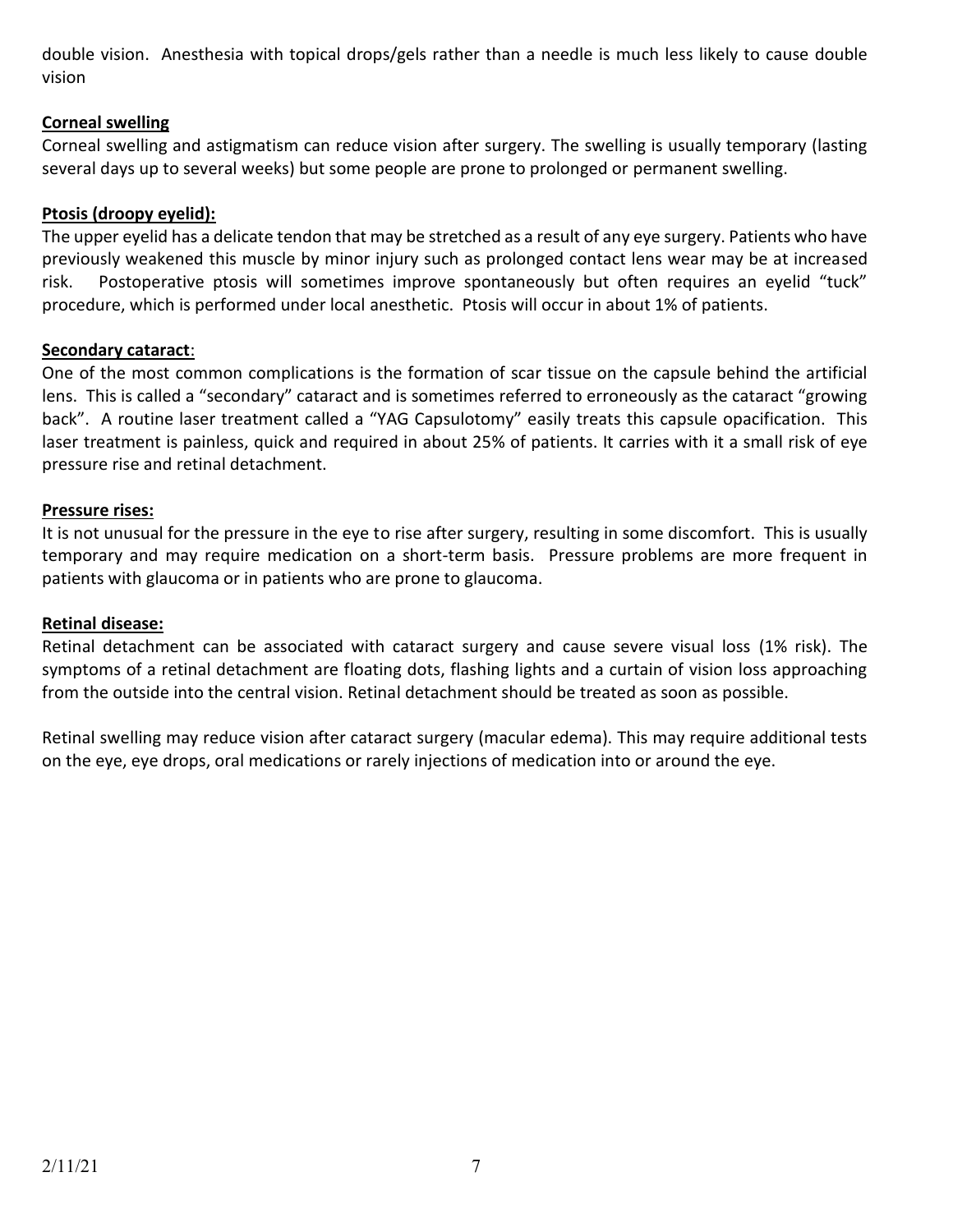double vision. Anesthesia with topical drops/gels rather than a needle is much less likely to cause double vision

**Corneal swelling**

Corneal swelling and astigmatism can reduce vision after surgery. The swelling is usually temporary (lasting several days up to several weeks) but some people are prone to prolonged or permanent swelling.

**Ptosis (droopy eyelid):**

The upper eyelid has a delicate tendon that may be stretched as a result of any eye surgery. Patients who have previously weakened this muscle by minor injury such as prolonged contact lens wear may be at increased risk. Postoperative ptosis will sometimes improve spontaneously but often requires an eyelid "tuck" procedure, which is performed under local anesthetic. Ptosis will occur in about 1% of patients.

**Secondary cataract**:

One of the most common complications is the formation of scar tissue on the capsule behind the artificial lens. This is called a "secondary" cataract and is sometimes referred to erroneously as the cataract "growing back". A routine laser treatment called a "YAG Capsulotomy" easily treats this capsule opacification. This laser treatment is painless, quick and required in about 25% of patients. It carries with it a small risk of eye pressure rise and retinal detachment.

**Pressure rises:**

It is not unusual for the pressure in the eye to rise after surgery, resulting in some discomfort. This is usually temporary and may require medication on a short-term basis. Pressure problems are more frequent in patients with glaucoma or in patients who are prone to glaucoma.

**Retinal disease:**

Retinal detachment can be associated with cataract surgery and cause severe visual loss (1% risk). The symptoms of a retinal detachment are floating dots, flashing lights and a curtain of vision loss approaching from the outside into the central vision. Retinal detachment should be treated as soon as possible.

Retinal swelling may reduce vision after cataract surgery (macular edema). This may require additional tests on the eye, eye drops, oral medications or rarely injections of medication into or around the eye.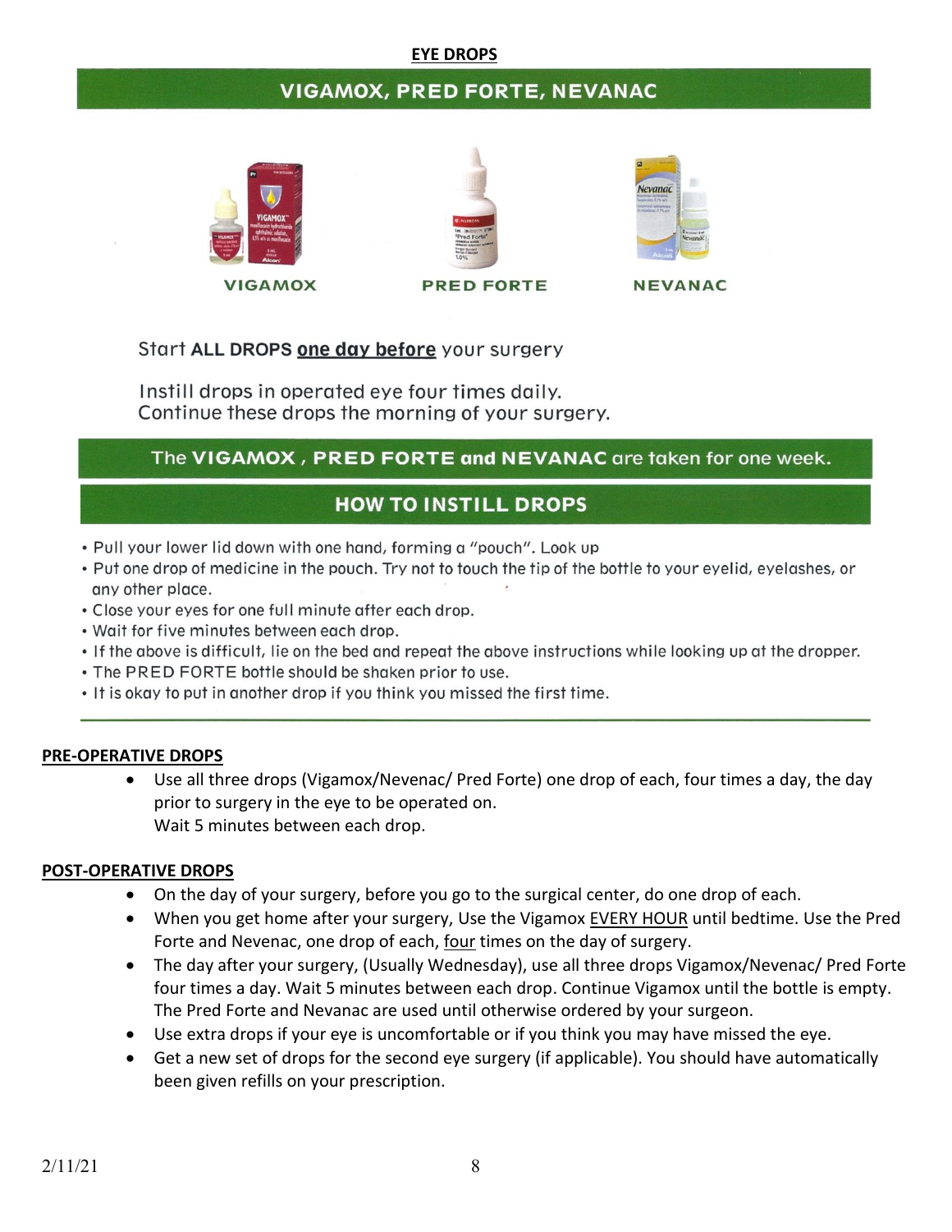## EYE DROPS

## VIGAMOX, PRED FORTE, NEVANAC

VIGAMOX PRED FORTE NEVANAC

Start **ALL DROPS** **one day before** your surgery

Instill drops in operated eye four times daily.
Continue these drops the morning of your surgery.

The **VIGAMOX , PRED FORTE and NEVANAC** are taken for one week.

## HOW TO INSTILL DROPS

- Pull your lower lid down with one hand, forming a "pouch". Look up
- Put one drop of medicine in the pouch. Try not to touch the tip of the bottle to your eyelid, eyelashes, or any other place.
- Close your eyes for one full minute after each drop.
- Wait for five minutes between each drop.
- If the above is difficult, lie on the bed and repeat the above instructions while looking up at the dropper.
- The PRED FORTE bottle should be shaken prior to use.
- It is okay to put in another drop if you think you missed the first time.

---

### PRE-OPERATIVE DROPS

- Use all three drops (Vigamox/Nevenac/ Pred Forte) one drop of each, four times a day, the day prior to surgery in the eye to be operated on.
  Wait 5 minutes between each drop.

### POST-OPERATIVE DROPS

- On the day of your surgery, before you go to the surgical center, do one drop of each.
- When you get home after your surgery, Use the Vigamox EVERY HOUR until bedtime. Use the Pred Forte and Nevenac, one drop of each, four times on the day of surgery.
- The day after your surgery, (Usually Wednesday), use all three drops Vigamox/Nevenac/ Pred Forte four times a day. Wait 5 minutes between each drop. Continue Vigamox until the bottle is empty. The Pred Forte and Nevanac are used until otherwise ordered by your surgeon.
- Use extra drops if your eye is uncomfortable or if you think you may have missed the eye.
- Get a new set of drops for the second eye surgery (if applicable). You should have automatically been given refills on your prescription.

2/11/21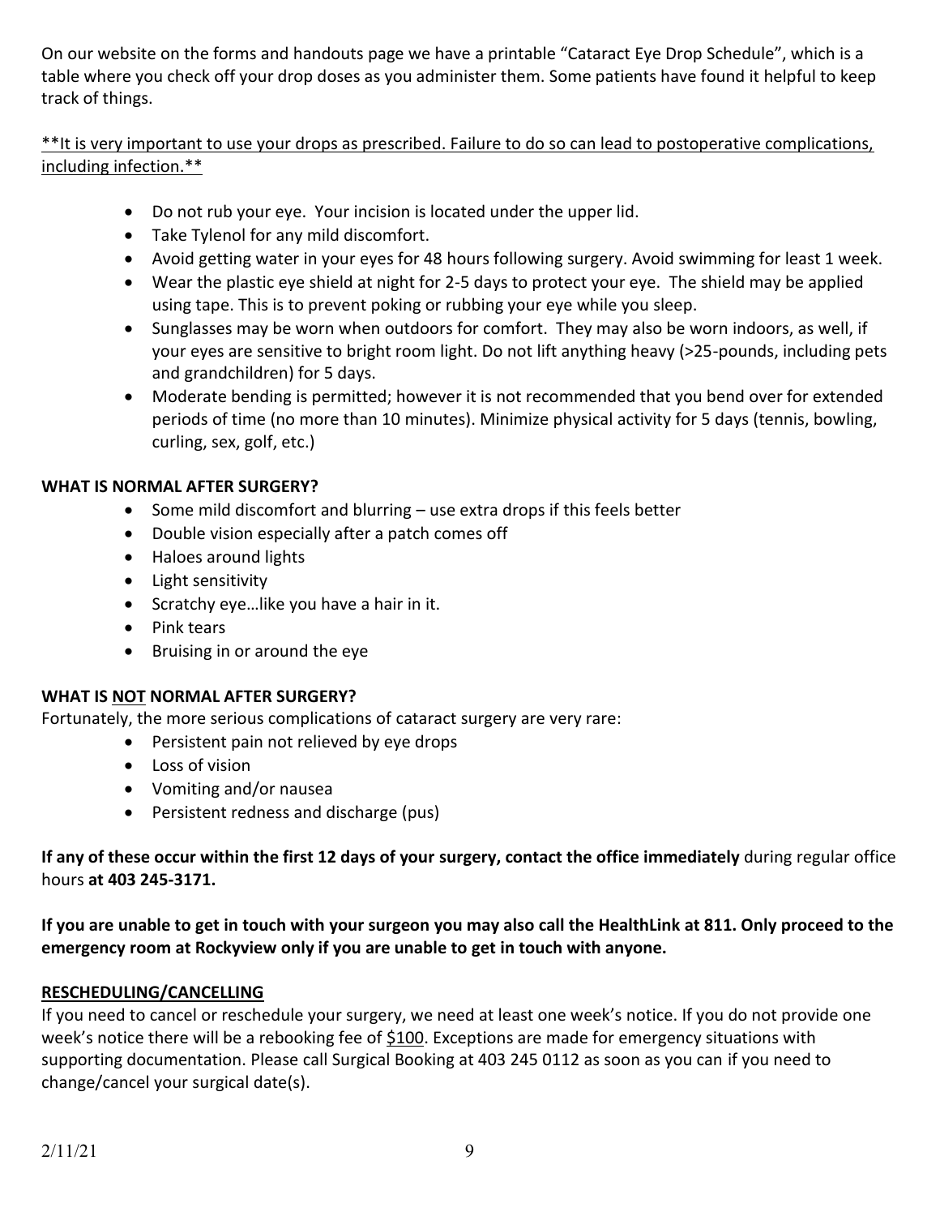On our website on the forms and handouts page we have a printable "Cataract Eye Drop Schedule", which is a table where you check off your drop doses as you administer them. Some patients have found it helpful to keep track of things.

<u>**It is very important to use your drops as prescribed. Failure to do so can lead to postoperative complications, including infection.**</u>

- Do not rub your eye. Your incision is located under the upper lid.
- Take Tylenol for any mild discomfort.
- Avoid getting water in your eyes for 48 hours following surgery. Avoid swimming for least 1 week.
- Wear the plastic eye shield at night for 2-5 days to protect your eye. The shield may be applied using tape. This is to prevent poking or rubbing your eye while you sleep.
- Sunglasses may be worn when outdoors for comfort. They may also be worn indoors, as well, if your eyes are sensitive to bright room light. Do not lift anything heavy (>25-pounds, including pets and grandchildren) for 5 days.
- Moderate bending is permitted; however it is not recommended that you bend over for extended periods of time (no more than 10 minutes). Minimize physical activity for 5 days (tennis, bowling, curling, sex, golf, etc.)

**WHAT IS NORMAL AFTER SURGERY?**

- Some mild discomfort and blurring – use extra drops if this feels better
- Double vision especially after a patch comes off
- Haloes around lights
- Light sensitivity
- Scratchy eye…like you have a hair in it.
- Pink tears
- Bruising in or around the eye

**WHAT IS <u>NOT</u> NORMAL AFTER SURGERY?**

Fortunately, the more serious complications of cataract surgery are very rare:

- Persistent pain not relieved by eye drops
- Loss of vision
- Vomiting and/or nausea
- Persistent redness and discharge (pus)

**If any of these occur within the first 12 days of your surgery, contact the office immediately** during regular office hours **at 403 245-3171.**

**If you are unable to get in touch with your surgeon you may also call the HealthLink at 811. Only proceed to the emergency room at Rockyview only if you are unable to get in touch with anyone.**

**<u>RESCHEDULING/CANCELLING</u>**

If you need to cancel or reschedule your surgery, we need at least one week's notice. If you do not provide one week's notice there will be a rebooking fee of <u>$100</u>. Exceptions are made for emergency situations with supporting documentation. Please call Surgical Booking at 403 245 0112 as soon as you can if you need to change/cancel your surgical date(s).

2/11/21